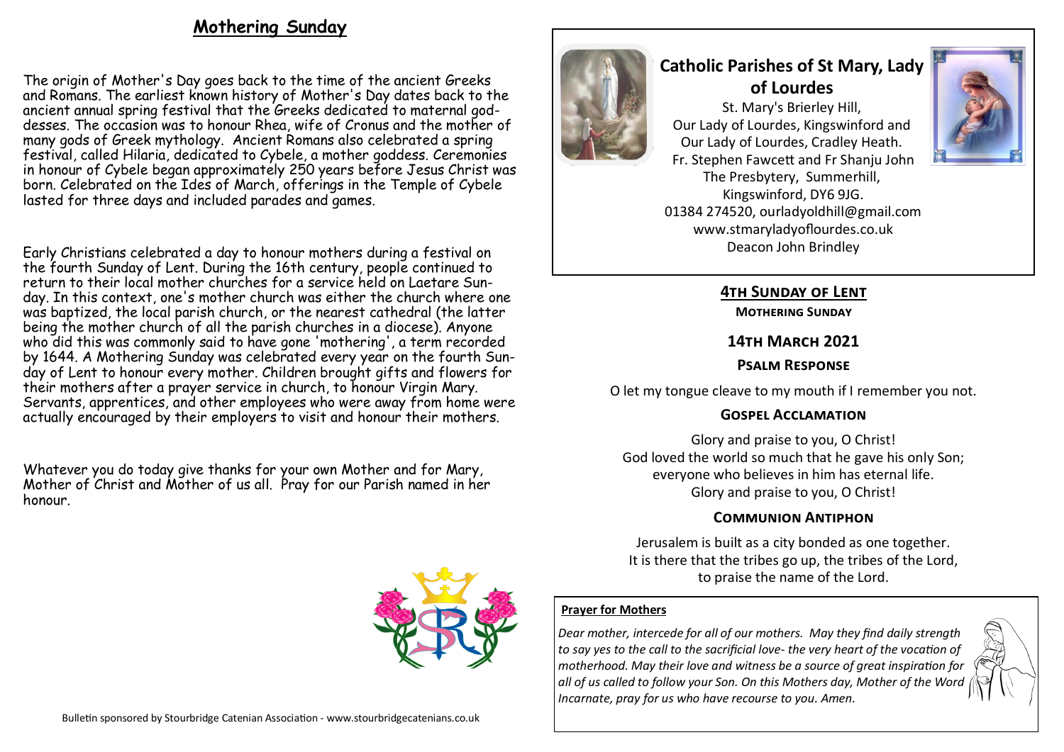## Mothering Sunday

The origin of Mother's Day goes back to the time of the ancient Greeks and Romans. The earliest known history of Mother's Day dates back to the ancient annual spring festival that the Greeks dedicated to maternal goddesses. The occasion was to honour Rhea, wife of Cronus and the mother of many gods of Greek mythology. Ancient Romans also celebrated a spring festival, called Hilaria, dedicated to Cybele, a mother goddess. Ceremonies in honour of Cybele began approximately 250 years before Jesus Christ was born. Celebrated on the Ides of March, offerings in the Temple of Cybele lasted for three days and included parades and games.

Early Christians celebrated a day to honour mothers during a festival on the fourth Sunday of Lent. During the 16th century, people continued to return to their local mother churches for a service held on Laetare Sunday. In this context, one's mother church was either the church where one was baptized, the local parish church, or the nearest cathedral (the latter being the mother church of all the parish churches in a diocese). Anyone who did this was commonly said to have gone 'mothering', a term recorded by 1644. A Mothering Sunday was celebrated every year on the fourth Sunday of Lent to honour every mother. Children brought gifts and flowers for their mothers after a prayer service in church, to honour Virgin Mary. Servants, apprentices, and other employees who were away from home were actually encouraged by their employers to visit and honour their mothers.

Whatever you do today give thanks for your own Mother and for Mary, Mother of Christ and Mother of us all. Pray for our Parish named in her honour.

Bulletin sponsored by Stourbridge Catenian Association - www.stourbridgecatenians.co.uk

# Catholic Parishes of St Mary, Lady of Lourdes

St. Mary's Brierley Hill,
Our Lady of Lourdes, Kingswinford and
Our Lady of Lourdes, Cradley Heath.
Fr. Stephen Fawcett and Fr Shanju John
The Presbytery, Summerhill,
Kingswinford, DY6 9JG.
01384 274520, ourladyoldhill@gmail.com
www.stmaryladyoflourdes.co.uk
Deacon John Brindley

## 4th Sunday of Lent

**Mothering Sunday**

## 14th March 2021

### Psalm Response

O let my tongue cleave to my mouth if I remember you not.

### Gospel Acclamation

Glory and praise to you, O Christ!
God loved the world so much that he gave his only Son;
everyone who believes in him has eternal life.
Glory and praise to you, O Christ!

### Communion Antiphon

Jerusalem is built as a city bonded as one together.
It is there that the tribes go up, the tribes of the Lord,
to praise the name of the Lord.

**Prayer for Mothers**

*Dear mother, intercede for all of our mothers. May they find daily strength to say yes to the call to the sacrificial love- the very heart of the vocation of motherhood. May their love and witness be a source of great inspiration for all of us called to follow your Son. On this Mothers day, Mother of the Word Incarnate, pray for us who have recourse to you. Amen.*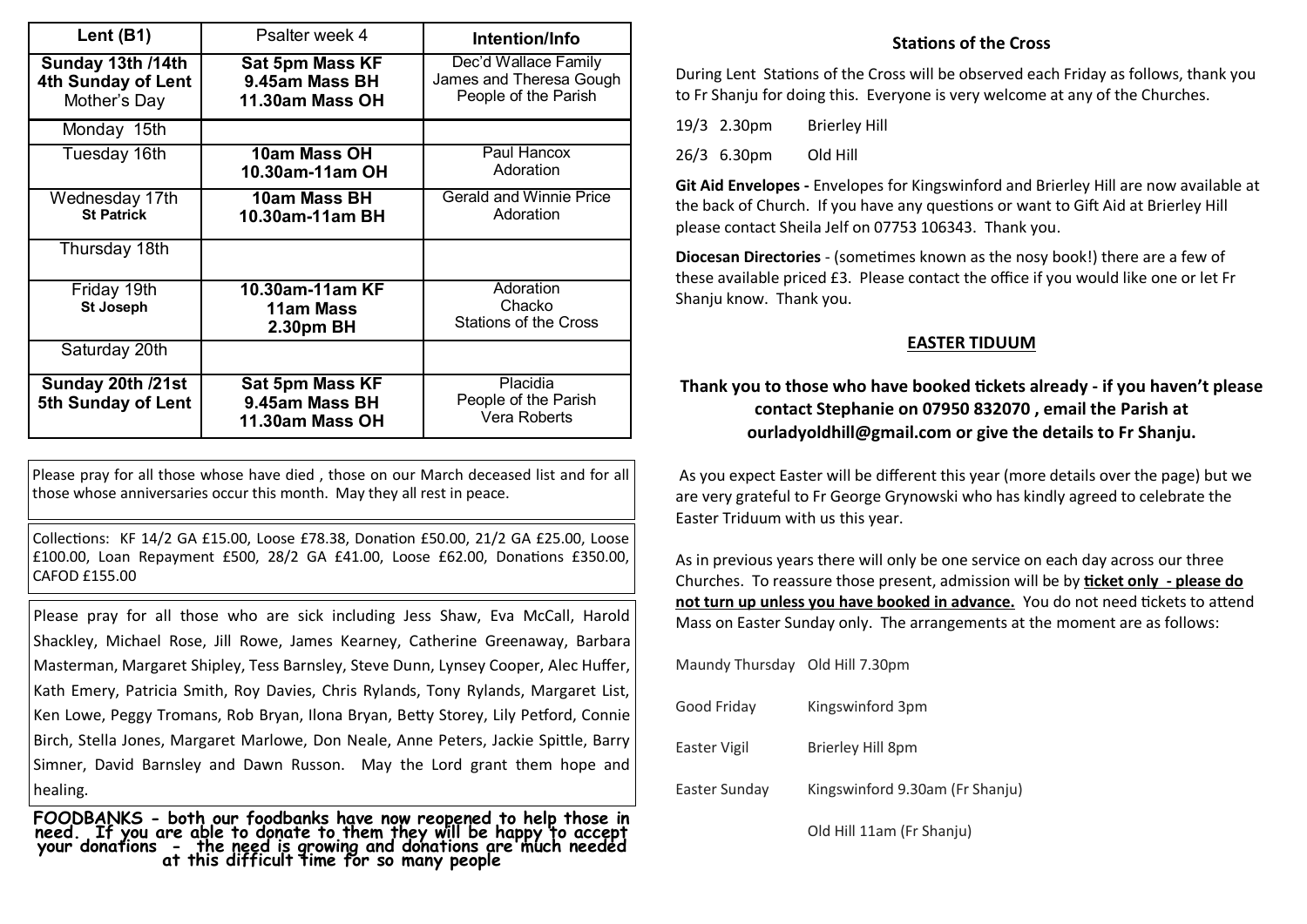| Lent (B1) | Psalter week 4 | Intention/Info |
|---|---|---|
| **Sunday 13th /14th 4th Sunday of Lent** Mother's Day | **Sat 5pm Mass KF 9.45am Mass BH 11.30am Mass OH** | Dec'd Wallace Family James and Theresa Gough People of the Parish |
| Monday 15th | | |
| Tuesday 16th | **10am Mass OH 10.30am-11am OH** | Paul Hancox Adoration |
| Wednesday 17th **St Patrick** | **10am Mass BH 10.30am-11am BH** | Gerald and Winnie Price Adoration |
| Thursday 18th | | |
| Friday 19th **St Joseph** | **10.30am-11am KF 11am Mass 2.30pm BH** | Adoration Chacko Stations of the Cross |
| Saturday 20th | | |
| **Sunday 20th /21st 5th Sunday of Lent** | **Sat 5pm Mass KF 9.45am Mass BH 11.30am Mass OH** | Placidia People of the Parish Vera Roberts |

Please pray for all those whose have died , those on our March deceased list and for all those whose anniversaries occur this month. May they all rest in peace.

Collections: KF 14/2 GA £15.00, Loose £78.38, Donation £50.00, 21/2 GA £25.00, Loose £100.00, Loan Repayment £500, 28/2 GA £41.00, Loose £62.00, Donations £350.00, CAFOD £155.00

Please pray for all those who are sick including Jess Shaw, Eva McCall, Harold Shackley, Michael Rose, Jill Rowe, James Kearney, Catherine Greenaway, Barbara Masterman, Margaret Shipley, Tess Barnsley, Steve Dunn, Lynsey Cooper, Alec Huffer, Kath Emery, Patricia Smith, Roy Davies, Chris Rylands, Tony Rylands, Margaret List, Ken Lowe, Peggy Tromans, Rob Bryan, Ilona Bryan, Betty Storey, Lily Petford, Connie Birch, Stella Jones, Margaret Marlowe, Don Neale, Anne Peters, Jackie Spittle, Barry Simner, David Barnsley and Dawn Russon. May the Lord grant them hope and healing.

**FOODBANKS - both our foodbanks have now reopened to help those in need. If you are able to donate to them they will be happy to accept your donations - the need is growing and donations are much needed at this difficult time for so many people**

### Stations of the Cross

During Lent Stations of the Cross will be observed each Friday as follows, thank you to Fr Shanju for doing this. Everyone is very welcome at any of the Churches.

19/3 2.30pm Brierley Hill

26/3 6.30pm Old Hill

**Git Aid Envelopes -** Envelopes for Kingswinford and Brierley Hill are now available at the back of Church. If you have any questions or want to Gift Aid at Brierley Hill please contact Sheila Jelf on 07753 106343. Thank you.

**Diocesan Directories** - (sometimes known as the nosy book!) there are a few of these available priced £3. Please contact the office if you would like one or let Fr Shanju know. Thank you.

### EASTER TIDUUM

**Thank you to those who have booked tickets already - if you haven't please contact Stephanie on 07950 832070 , email the Parish at ourladyoldhill@gmail.com or give the details to Fr Shanju.**

As you expect Easter will be different this year (more details over the page) but we are very grateful to Fr George Grynowski who has kindly agreed to celebrate the Easter Triduum with us this year.

As in previous years there will only be one service on each day across our three Churches. To reassure those present, admission will be by **ticket only - please do not turn up unless you have booked in advance.** You do not need tickets to attend Mass on Easter Sunday only. The arrangements at the moment are as follows:

| | |
|---|---|
| Maundy Thursday | Old Hill 7.30pm |
| Good Friday | Kingswinford 3pm |
| Easter Vigil | Brierley Hill 8pm |
| Easter Sunday | Kingswinford 9.30am (Fr Shanju) |
| | Old Hill 11am (Fr Shanju) |